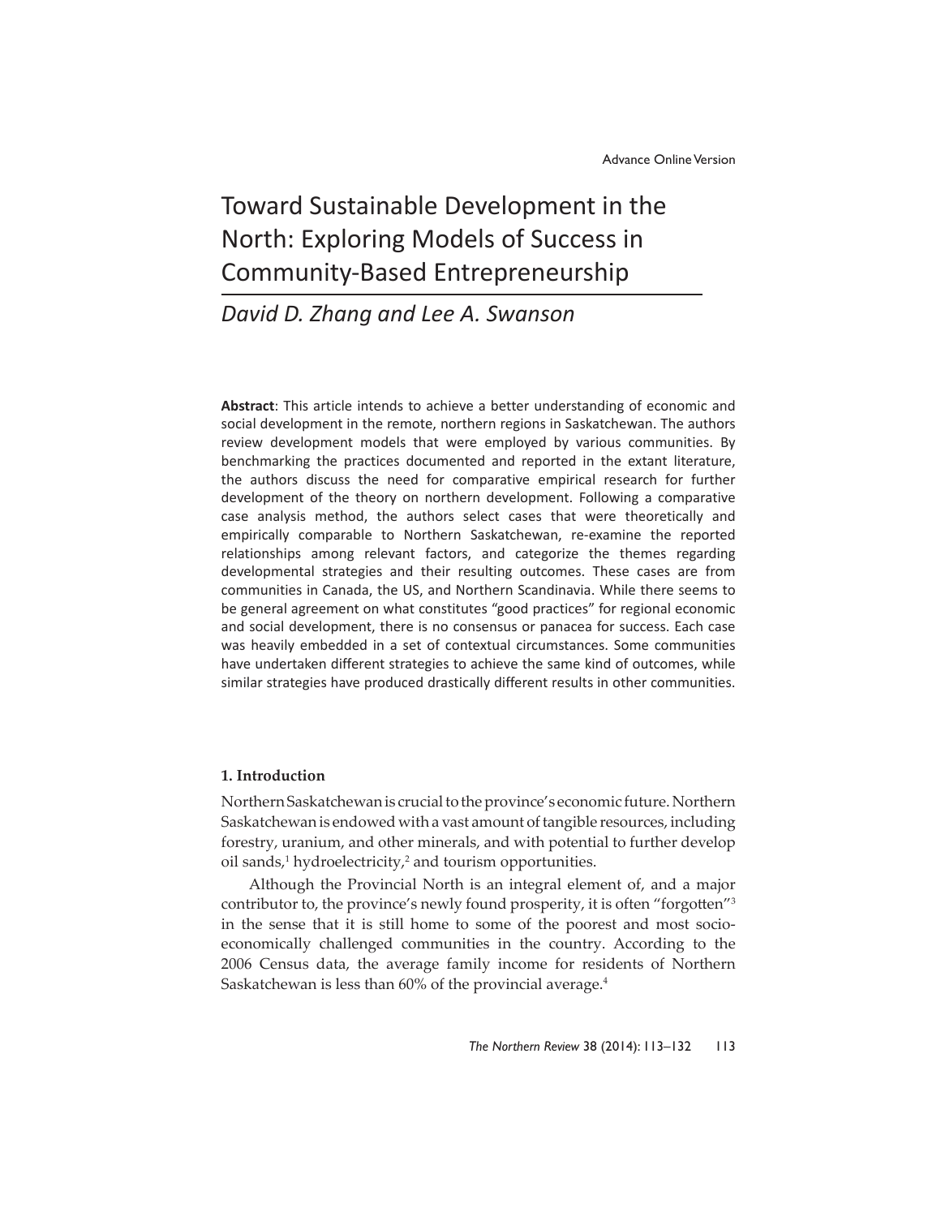# Toward Sustainable Development in the North: Exploring Models of Success in Community-Based Entrepreneurship

*David D. Zhang and Lee A. Swanson*

**Abstract**: This article intends to achieve a better understanding of economic and social development in the remote, northern regions in Saskatchewan. The authors review development models that were employed by various communities. By benchmarking the practices documented and reported in the extant literature, the authors discuss the need for comparative empirical research for further development of the theory on northern development. Following a comparative case analysis method, the authors select cases that were theoretically and empirically comparable to Northern Saskatchewan, re-examine the reported relationships among relevant factors, and categorize the themes regarding developmental strategies and their resulting outcomes. These cases are from communities in Canada, the US, and Northern Scandinavia. While there seems to be general agreement on what constitutes "good practices" for regional economic and social development, there is no consensus or panacea for success. Each case was heavily embedded in a set of contextual circumstances. Some communities have undertaken different strategies to achieve the same kind of outcomes, while similar strategies have produced drastically different results in other communities.

## 1. Introduction

Northern Saskatchewan is crucial to the province's economic future. Northern Saskatchewan is endowed with a vast amount of tangible resources, including forestry, uranium, and other minerals, and with potential to further develop oil sands,[1] hydroelectricity,[2] and tourism opportunities.

Although the Provincial North is an integral element of, and a major contributor to, the province's newly found prosperity, it is often "forgotten"[3] in the sense that it is still home to some of the poorest and most socio-economically challenged communities in the country. According to the 2006 Census data, the average family income for residents of Northern Saskatchewan is less than 60% of the provincial average.[4]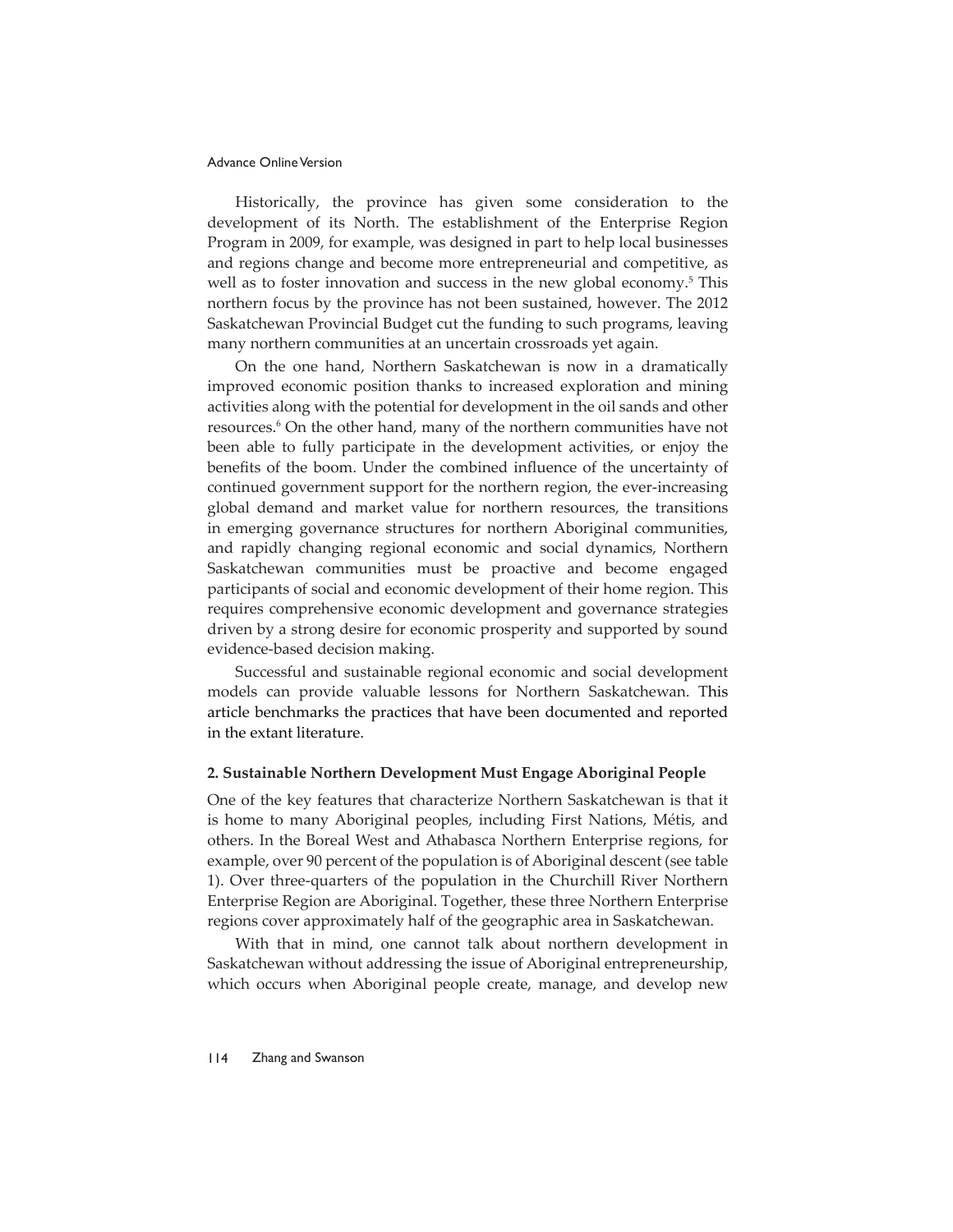Historically, the province has given some consideration to the development of its North. The establishment of the Enterprise Region Program in 2009, for example, was designed in part to help local businesses and regions change and become more entrepreneurial and competitive, as well as to foster innovation and success in the new global economy.[5] This northern focus by the province has not been sustained, however. The 2012 Saskatchewan Provincial Budget cut the funding to such programs, leaving many northern communities at an uncertain crossroads yet again.

On the one hand, Northern Saskatchewan is now in a dramatically improved economic position thanks to increased exploration and mining activities along with the potential for development in the oil sands and other resources.[6] On the other hand, many of the northern communities have not been able to fully participate in the development activities, or enjoy the benefits of the boom. Under the combined influence of the uncertainty of continued government support for the northern region, the ever-increasing global demand and market value for northern resources, the transitions in emerging governance structures for northern Aboriginal communities, and rapidly changing regional economic and social dynamics, Northern Saskatchewan communities must be proactive and become engaged participants of social and economic development of their home region. This requires comprehensive economic development and governance strategies driven by a strong desire for economic prosperity and supported by sound evidence-based decision making.

Successful and sustainable regional economic and social development models can provide valuable lessons for Northern Saskatchewan. This article benchmarks the practices that have been documented and reported in the extant literature.

## 2. Sustainable Northern Development Must Engage Aboriginal People

One of the key features that characterize Northern Saskatchewan is that it is home to many Aboriginal peoples, including First Nations, Métis, and others. In the Boreal West and Athabasca Northern Enterprise regions, for example, over 90 percent of the population is of Aboriginal descent (see table 1). Over three-quarters of the population in the Churchill River Northern Enterprise Region are Aboriginal. Together, these three Northern Enterprise regions cover approximately half of the geographic area in Saskatchewan.

With that in mind, one cannot talk about northern development in Saskatchewan without addressing the issue of Aboriginal entrepreneurship, which occurs when Aboriginal people create, manage, and develop new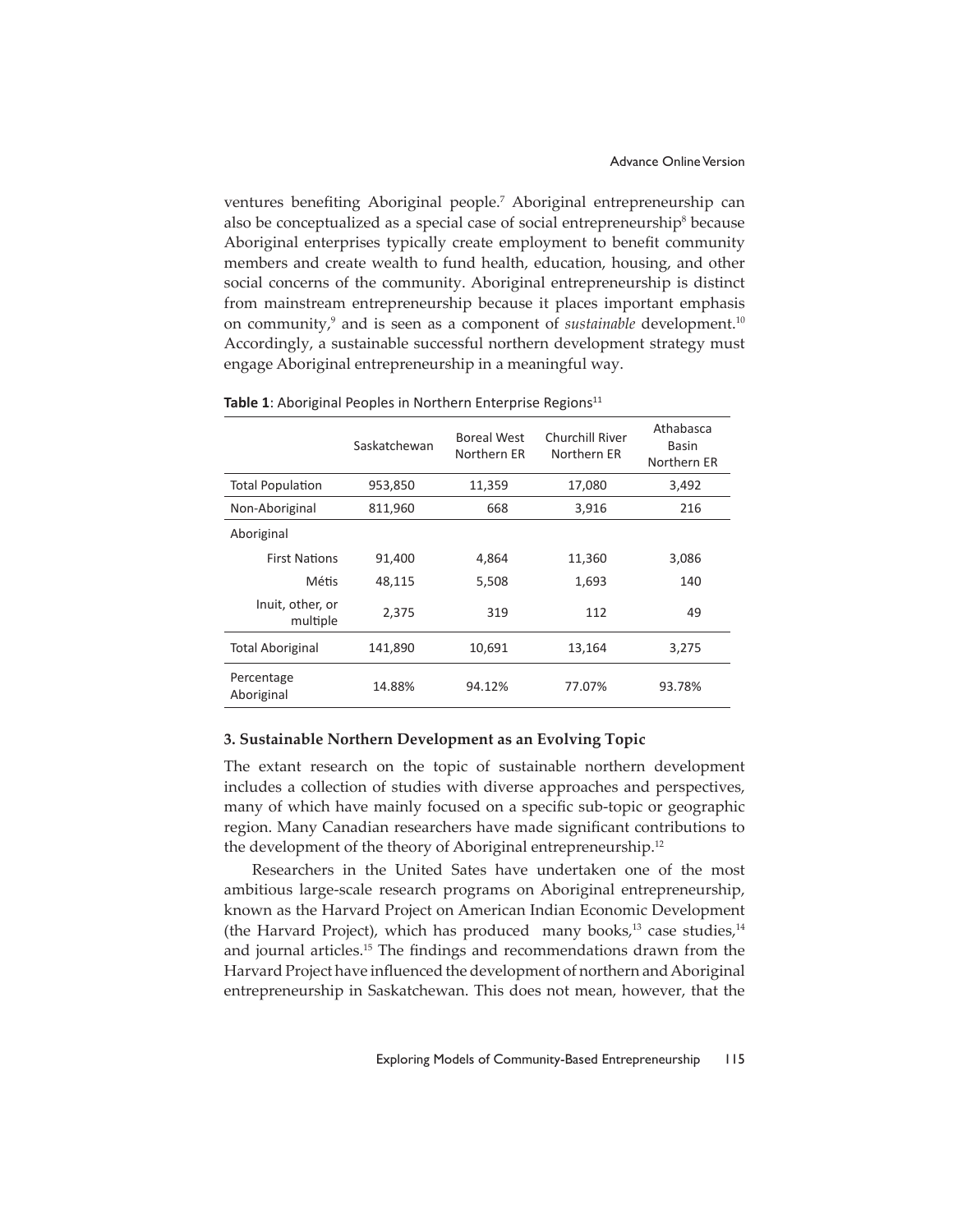ventures benefiting Aboriginal people.[7] Aboriginal entrepreneurship can also be conceptualized as a special case of social entrepreneurship[8] because Aboriginal enterprises typically create employment to benefit community members and create wealth to fund health, education, housing, and other social concerns of the community. Aboriginal entrepreneurship is distinct from mainstream entrepreneurship because it places important emphasis on community,[9] and is seen as a component of *sustainable* development.[10] Accordingly, a sustainable successful northern development strategy must engage Aboriginal entrepreneurship in a meaningful way.

**Table 1**: Aboriginal Peoples in Northern Enterprise Regions[11]

| | Saskatchewan | Boreal West Northern ER | Churchill River Northern ER | Athabasca Basin Northern ER |
|---|---|---|---|---|
| Total Population | 953,850 | 11,359 | 17,080 | 3,492 |
| Non-Aboriginal | 811,960 | 668 | 3,916 | 216 |
| Aboriginal | | | | |
| First Nations | 91,400 | 4,864 | 11,360 | 3,086 |
| Métis | 48,115 | 5,508 | 1,693 | 140 |
| Inuit, other, or multiple | 2,375 | 319 | 112 | 49 |
| Total Aboriginal | 141,890 | 10,691 | 13,164 | 3,275 |
| Percentage Aboriginal | 14.88% | 94.12% | 77.07% | 93.78% |

### 3. Sustainable Northern Development as an Evolving Topic

The extant research on the topic of sustainable northern development includes a collection of studies with diverse approaches and perspectives, many of which have mainly focused on a specific sub-topic or geographic region. Many Canadian researchers have made significant contributions to the development of the theory of Aboriginal entrepreneurship.[12]

Researchers in the United Sates have undertaken one of the most ambitious large-scale research programs on Aboriginal entrepreneurship, known as the Harvard Project on American Indian Economic Development (the Harvard Project), which has produced many books,[13] case studies,[14] and journal articles.[15] The findings and recommendations drawn from the Harvard Project have influenced the development of northern and Aboriginal entrepreneurship in Saskatchewan. This does not mean, however, that the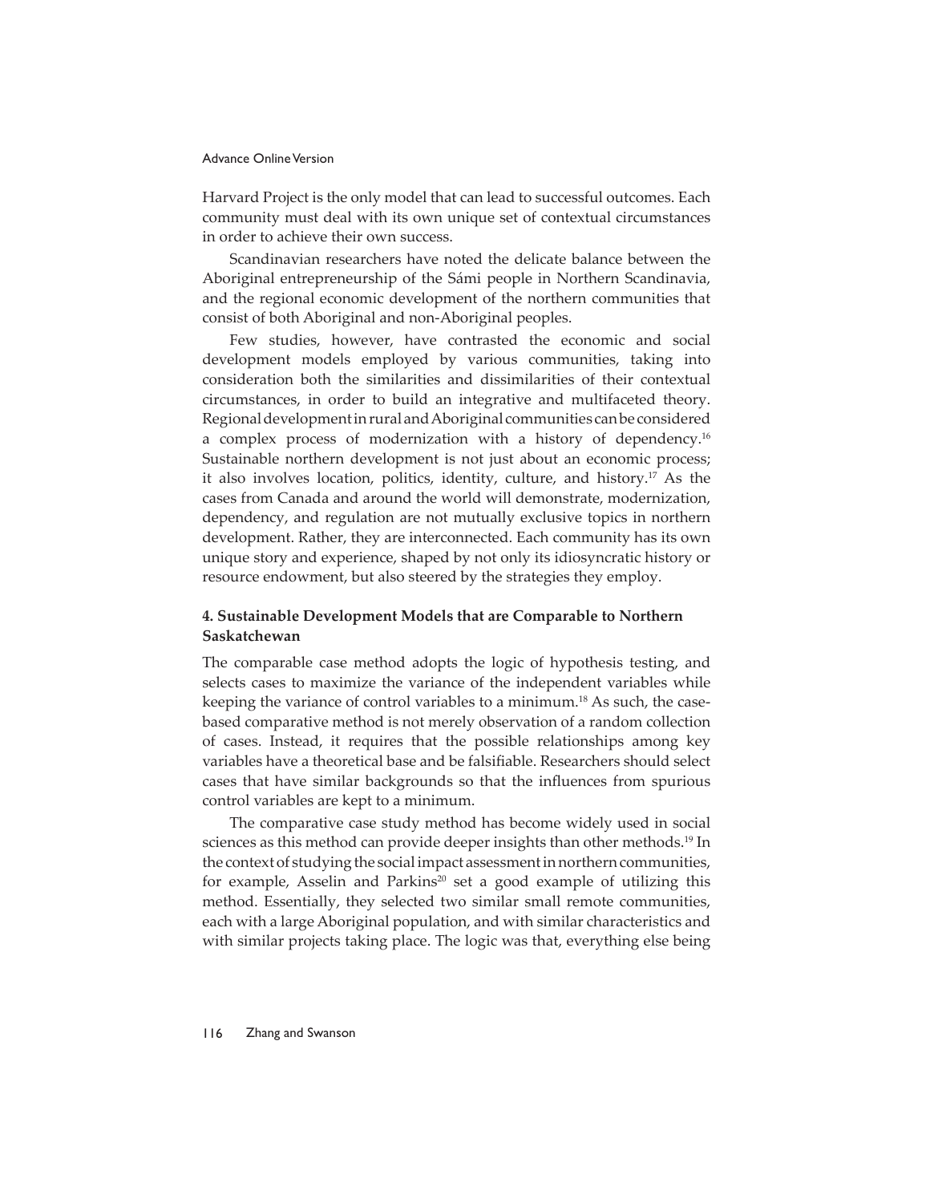Harvard Project is the only model that can lead to successful outcomes. Each community must deal with its own unique set of contextual circumstances in order to achieve their own success.

Scandinavian researchers have noted the delicate balance between the Aboriginal entrepreneurship of the Sámi people in Northern Scandinavia, and the regional economic development of the northern communities that consist of both Aboriginal and non-Aboriginal peoples.

Few studies, however, have contrasted the economic and social development models employed by various communities, taking into consideration both the similarities and dissimilarities of their contextual circumstances, in order to build an integrative and multifaceted theory. Regional development in rural and Aboriginal communities can be considered a complex process of modernization with a history of dependency.[16] Sustainable northern development is not just about an economic process; it also involves location, politics, identity, culture, and history.[17] As the cases from Canada and around the world will demonstrate, modernization, dependency, and regulation are not mutually exclusive topics in northern development. Rather, they are interconnected. Each community has its own unique story and experience, shaped by not only its idiosyncratic history or resource endowment, but also steered by the strategies they employ.

### 4. Sustainable Development Models that are Comparable to Northern Saskatchewan

The comparable case method adopts the logic of hypothesis testing, and selects cases to maximize the variance of the independent variables while keeping the variance of control variables to a minimum.[18] As such, the case-based comparative method is not merely observation of a random collection of cases. Instead, it requires that the possible relationships among key variables have a theoretical base and be falsifiable. Researchers should select cases that have similar backgrounds so that the influences from spurious control variables are kept to a minimum.

The comparative case study method has become widely used in social sciences as this method can provide deeper insights than other methods.[19] In the context of studying the social impact assessment in northern communities, for example, Asselin and Parkins[20] set a good example of utilizing this method. Essentially, they selected two similar small remote communities, each with a large Aboriginal population, and with similar characteristics and with similar projects taking place. The logic was that, everything else being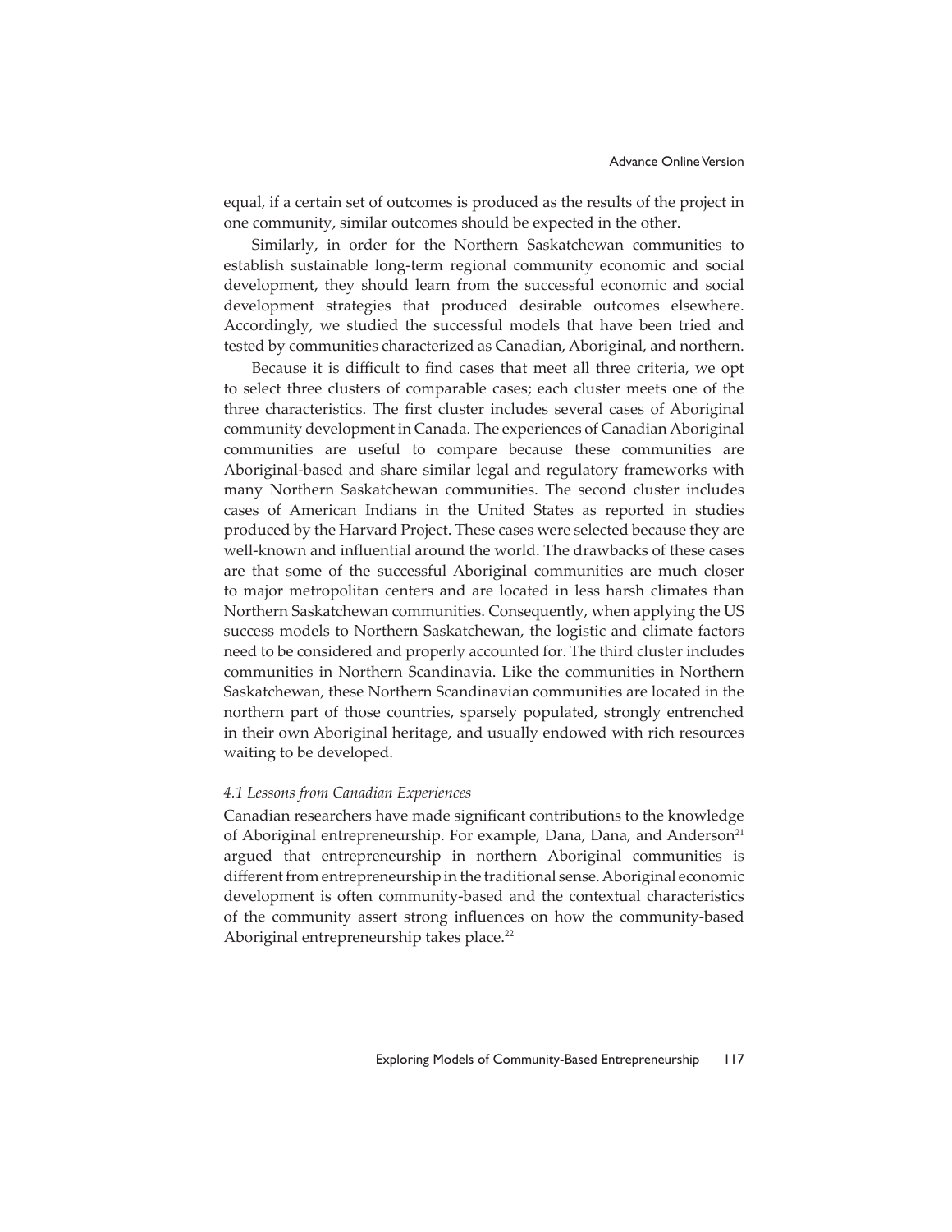equal, if a certain set of outcomes is produced as the results of the project in one community, similar outcomes should be expected in the other.

Similarly, in order for the Northern Saskatchewan communities to establish sustainable long-term regional community economic and social development, they should learn from the successful economic and social development strategies that produced desirable outcomes elsewhere. Accordingly, we studied the successful models that have been tried and tested by communities characterized as Canadian, Aboriginal, and northern.

Because it is difficult to find cases that meet all three criteria, we opt to select three clusters of comparable cases; each cluster meets one of the three characteristics. The first cluster includes several cases of Aboriginal community development in Canada. The experiences of Canadian Aboriginal communities are useful to compare because these communities are Aboriginal-based and share similar legal and regulatory frameworks with many Northern Saskatchewan communities. The second cluster includes cases of American Indians in the United States as reported in studies produced by the Harvard Project. These cases were selected because they are well-known and influential around the world. The drawbacks of these cases are that some of the successful Aboriginal communities are much closer to major metropolitan centers and are located in less harsh climates than Northern Saskatchewan communities. Consequently, when applying the US success models to Northern Saskatchewan, the logistic and climate factors need to be considered and properly accounted for. The third cluster includes communities in Northern Scandinavia. Like the communities in Northern Saskatchewan, these Northern Scandinavian communities are located in the northern part of those countries, sparsely populated, strongly entrenched in their own Aboriginal heritage, and usually endowed with rich resources waiting to be developed.

### *4.1 Lessons from Canadian Experiences*

Canadian researchers have made significant contributions to the knowledge of Aboriginal entrepreneurship. For example, Dana, Dana, and Anderson[21] argued that entrepreneurship in northern Aboriginal communities is different from entrepreneurship in the traditional sense. Aboriginal economic development is often community-based and the contextual characteristics of the community assert strong influences on how the community-based Aboriginal entrepreneurship takes place.[22]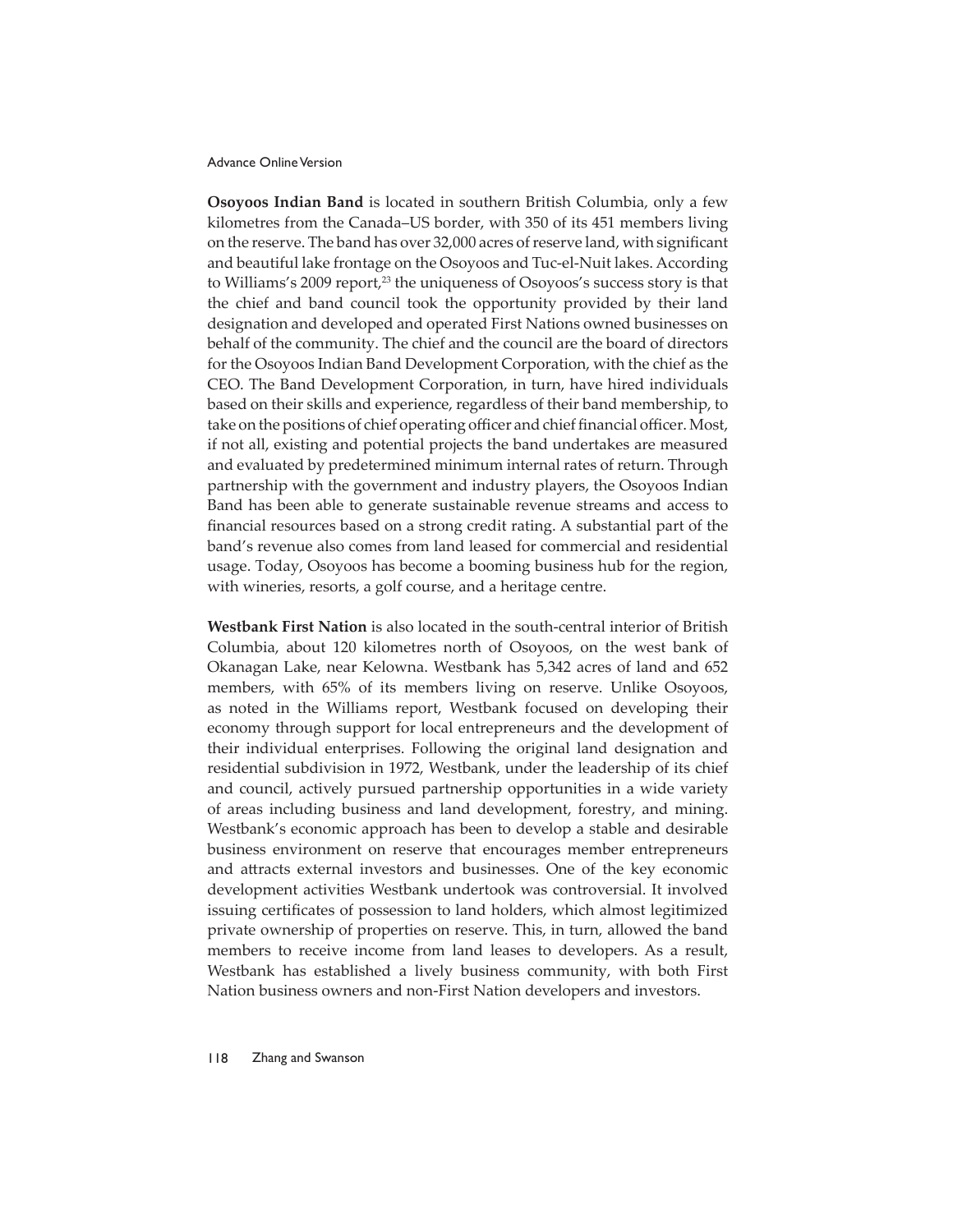**Osoyoos Indian Band** is located in southern British Columbia, only a few kilometres from the Canada–US border, with 350 of its 451 members living on the reserve. The band has over 32,000 acres of reserve land, with significant and beautiful lake frontage on the Osoyoos and Tuc-el-Nuit lakes. According to Williams's 2009 report,[23] the uniqueness of Osoyoos's success story is that the chief and band council took the opportunity provided by their land designation and developed and operated First Nations owned businesses on behalf of the community. The chief and the council are the board of directors for the Osoyoos Indian Band Development Corporation, with the chief as the CEO. The Band Development Corporation, in turn, have hired individuals based on their skills and experience, regardless of their band membership, to take on the positions of chief operating officer and chief financial officer. Most, if not all, existing and potential projects the band undertakes are measured and evaluated by predetermined minimum internal rates of return. Through partnership with the government and industry players, the Osoyoos Indian Band has been able to generate sustainable revenue streams and access to financial resources based on a strong credit rating. A substantial part of the band's revenue also comes from land leased for commercial and residential usage. Today, Osoyoos has become a booming business hub for the region, with wineries, resorts, a golf course, and a heritage centre.

**Westbank First Nation** is also located in the south-central interior of British Columbia, about 120 kilometres north of Osoyoos, on the west bank of Okanagan Lake, near Kelowna. Westbank has 5,342 acres of land and 652 members, with 65% of its members living on reserve. Unlike Osoyoos, as noted in the Williams report, Westbank focused on developing their economy through support for local entrepreneurs and the development of their individual enterprises. Following the original land designation and residential subdivision in 1972, Westbank, under the leadership of its chief and council, actively pursued partnership opportunities in a wide variety of areas including business and land development, forestry, and mining. Westbank's economic approach has been to develop a stable and desirable business environment on reserve that encourages member entrepreneurs and attracts external investors and businesses. One of the key economic development activities Westbank undertook was controversial. It involved issuing certificates of possession to land holders, which almost legitimized private ownership of properties on reserve. This, in turn, allowed the band members to receive income from land leases to developers. As a result, Westbank has established a lively business community, with both First Nation business owners and non-First Nation developers and investors.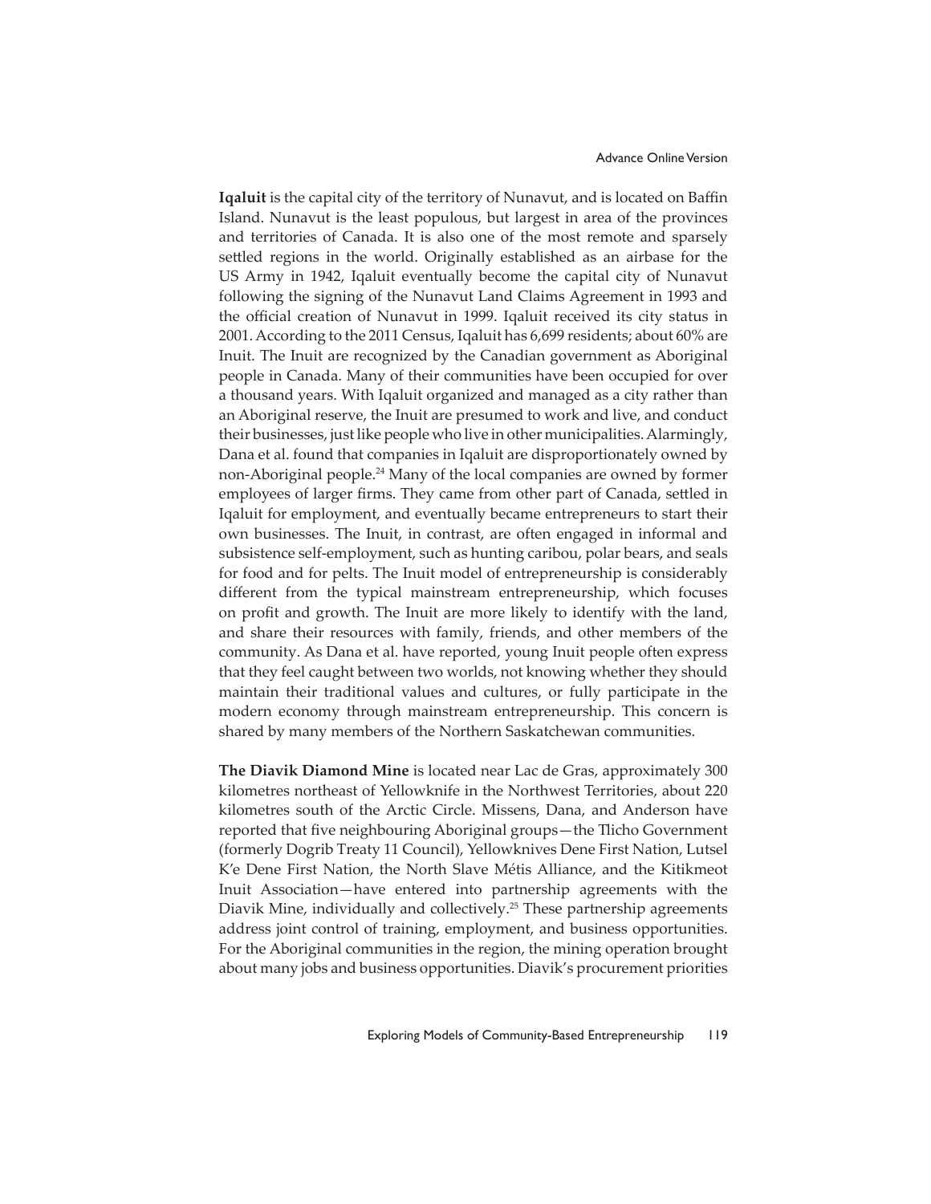**Iqaluit** is the capital city of the territory of Nunavut, and is located on Baffin Island. Nunavut is the least populous, but largest in area of the provinces and territories of Canada. It is also one of the most remote and sparsely settled regions in the world. Originally established as an airbase for the US Army in 1942, Iqaluit eventually become the capital city of Nunavut following the signing of the Nunavut Land Claims Agreement in 1993 and the official creation of Nunavut in 1999. Iqaluit received its city status in 2001. According to the 2011 Census, Iqaluit has 6,699 residents; about 60% are Inuit. The Inuit are recognized by the Canadian government as Aboriginal people in Canada. Many of their communities have been occupied for over a thousand years. With Iqaluit organized and managed as a city rather than an Aboriginal reserve, the Inuit are presumed to work and live, and conduct their businesses, just like people who live in other municipalities. Alarmingly, Dana et al. found that companies in Iqaluit are disproportionately owned by non-Aboriginal people.[24] Many of the local companies are owned by former employees of larger firms. They came from other part of Canada, settled in Iqaluit for employment, and eventually became entrepreneurs to start their own businesses. The Inuit, in contrast, are often engaged in informal and subsistence self-employment, such as hunting caribou, polar bears, and seals for food and for pelts. The Inuit model of entrepreneurship is considerably different from the typical mainstream entrepreneurship, which focuses on profit and growth. The Inuit are more likely to identify with the land, and share their resources with family, friends, and other members of the community. As Dana et al. have reported, young Inuit people often express that they feel caught between two worlds, not knowing whether they should maintain their traditional values and cultures, or fully participate in the modern economy through mainstream entrepreneurship. This concern is shared by many members of the Northern Saskatchewan communities.

**The Diavik Diamond Mine** is located near Lac de Gras, approximately 300 kilometres northeast of Yellowknife in the Northwest Territories, about 220 kilometres south of the Arctic Circle. Missens, Dana, and Anderson have reported that five neighbouring Aboriginal groups—the Tlicho Government (formerly Dogrib Treaty 11 Council), Yellowknives Dene First Nation, Lutsel K'e Dene First Nation, the North Slave Métis Alliance, and the Kitikmeot Inuit Association—have entered into partnership agreements with the Diavik Mine, individually and collectively.[25] These partnership agreements address joint control of training, employment, and business opportunities. For the Aboriginal communities in the region, the mining operation brought about many jobs and business opportunities. Diavik's procurement priorities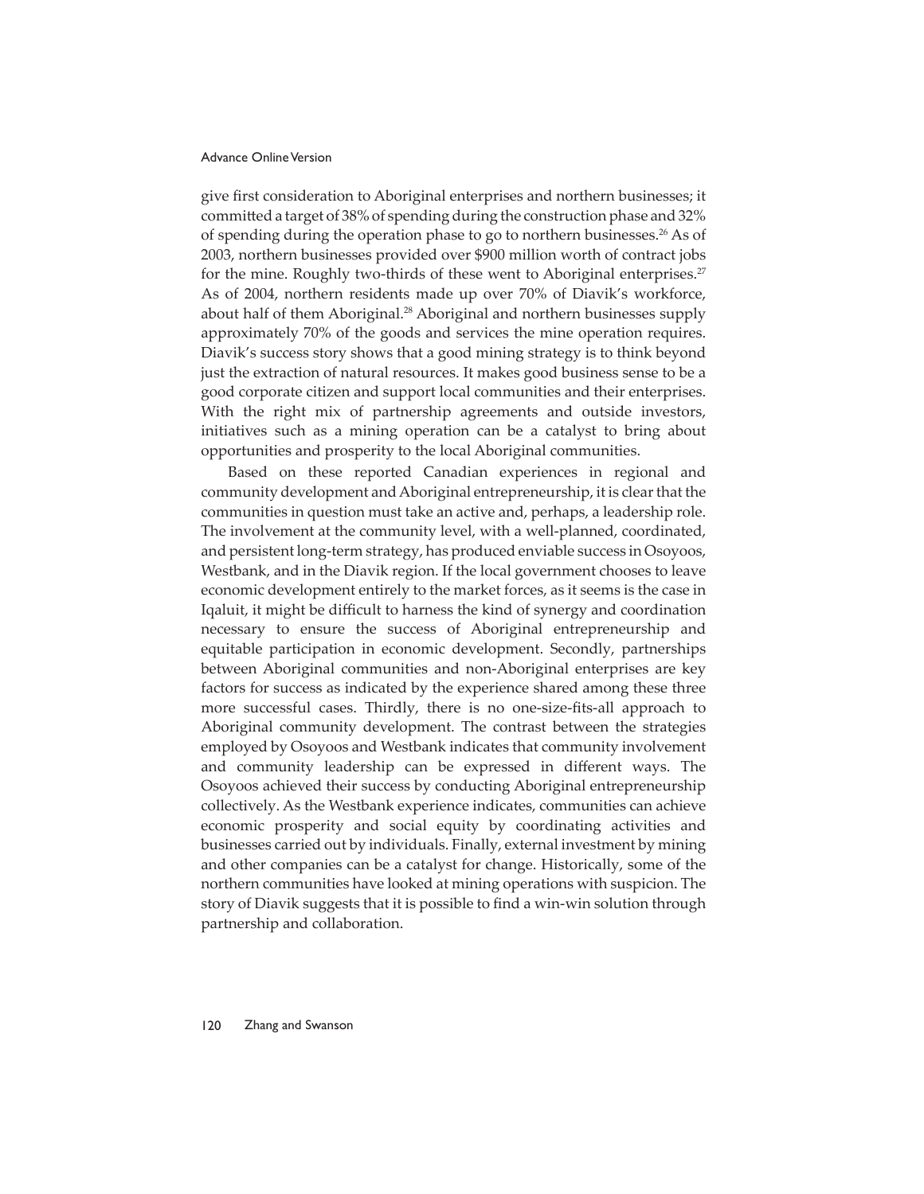give first consideration to Aboriginal enterprises and northern businesses; it committed a target of 38% of spending during the construction phase and 32% of spending during the operation phase to go to northern businesses.[26] As of 2003, northern businesses provided over $900 million worth of contract jobs for the mine. Roughly two-thirds of these went to Aboriginal enterprises.[27] As of 2004, northern residents made up over 70% of Diavik's workforce, about half of them Aboriginal.[28] Aboriginal and northern businesses supply approximately 70% of the goods and services the mine operation requires. Diavik's success story shows that a good mining strategy is to think beyond just the extraction of natural resources. It makes good business sense to be a good corporate citizen and support local communities and their enterprises. With the right mix of partnership agreements and outside investors, initiatives such as a mining operation can be a catalyst to bring about opportunities and prosperity to the local Aboriginal communities.

Based on these reported Canadian experiences in regional and community development and Aboriginal entrepreneurship, it is clear that the communities in question must take an active and, perhaps, a leadership role. The involvement at the community level, with a well-planned, coordinated, and persistent long-term strategy, has produced enviable success in Osoyoos, Westbank, and in the Diavik region. If the local government chooses to leave economic development entirely to the market forces, as it seems is the case in Iqaluit, it might be difficult to harness the kind of synergy and coordination necessary to ensure the success of Aboriginal entrepreneurship and equitable participation in economic development. Secondly, partnerships between Aboriginal communities and non-Aboriginal enterprises are key factors for success as indicated by the experience shared among these three more successful cases. Thirdly, there is no one-size-fits-all approach to Aboriginal community development. The contrast between the strategies employed by Osoyoos and Westbank indicates that community involvement and community leadership can be expressed in different ways. The Osoyoos achieved their success by conducting Aboriginal entrepreneurship collectively. As the Westbank experience indicates, communities can achieve economic prosperity and social equity by coordinating activities and businesses carried out by individuals. Finally, external investment by mining and other companies can be a catalyst for change. Historically, some of the northern communities have looked at mining operations with suspicion. The story of Diavik suggests that it is possible to find a win-win solution through partnership and collaboration.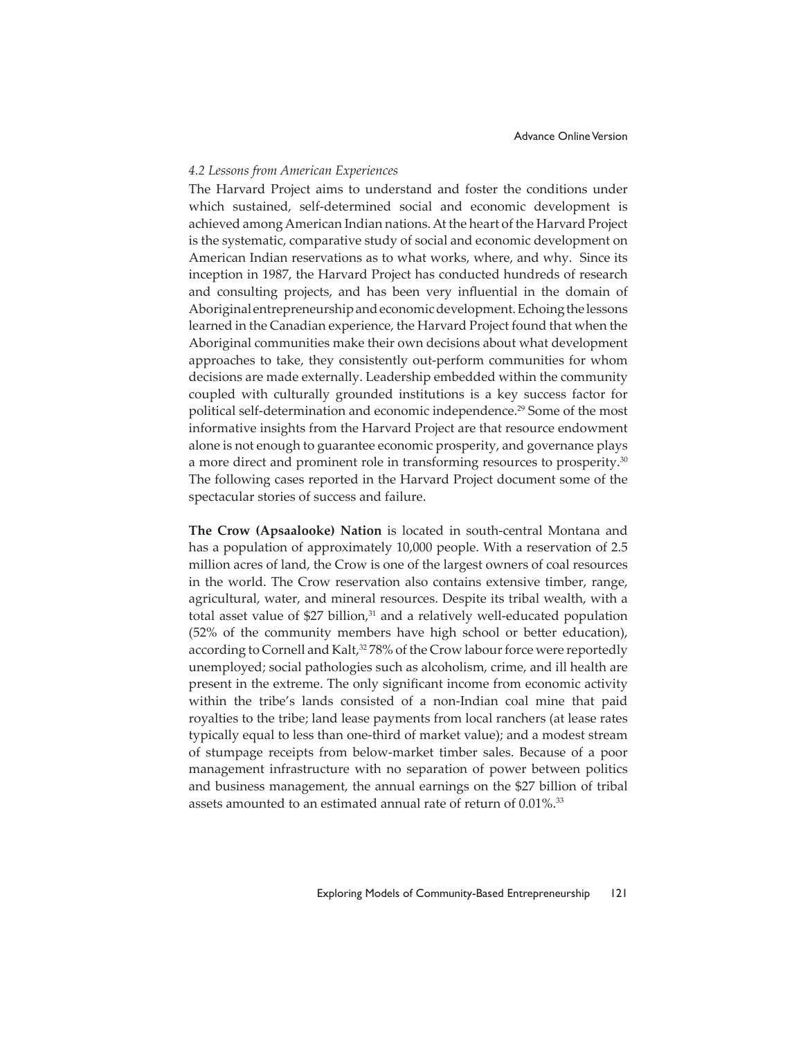*4.2 Lessons from American Experiences*

The Harvard Project aims to understand and foster the conditions under which sustained, self-determined social and economic development is achieved among American Indian nations. At the heart of the Harvard Project is the systematic, comparative study of social and economic development on American Indian reservations as to what works, where, and why. Since its inception in 1987, the Harvard Project has conducted hundreds of research and consulting projects, and has been very influential in the domain of Aboriginal entrepreneurship and economic development. Echoing the lessons learned in the Canadian experience, the Harvard Project found that when the Aboriginal communities make their own decisions about what development approaches to take, they consistently out-perform communities for whom decisions are made externally. Leadership embedded within the community coupled with culturally grounded institutions is a key success factor for political self-determination and economic independence.[29] Some of the most informative insights from the Harvard Project are that resource endowment alone is not enough to guarantee economic prosperity, and governance plays a more direct and prominent role in transforming resources to prosperity.[30] The following cases reported in the Harvard Project document some of the spectacular stories of success and failure.

**The Crow (Apsaalooke) Nation** is located in south-central Montana and has a population of approximately 10,000 people. With a reservation of 2.5 million acres of land, the Crow is one of the largest owners of coal resources in the world. The Crow reservation also contains extensive timber, range, agricultural, water, and mineral resources. Despite its tribal wealth, with a total asset value of $27 billion,[31] and a relatively well-educated population (52% of the community members have high school or better education), according to Cornell and Kalt,[32] 78% of the Crow labour force were reportedly unemployed; social pathologies such as alcoholism, crime, and ill health are present in the extreme. The only significant income from economic activity within the tribe's lands consisted of a non-Indian coal mine that paid royalties to the tribe; land lease payments from local ranchers (at lease rates typically equal to less than one-third of market value); and a modest stream of stumpage receipts from below-market timber sales. Because of a poor management infrastructure with no separation of power between politics and business management, the annual earnings on the $27 billion of tribal assets amounted to an estimated annual rate of return of 0.01%.[33]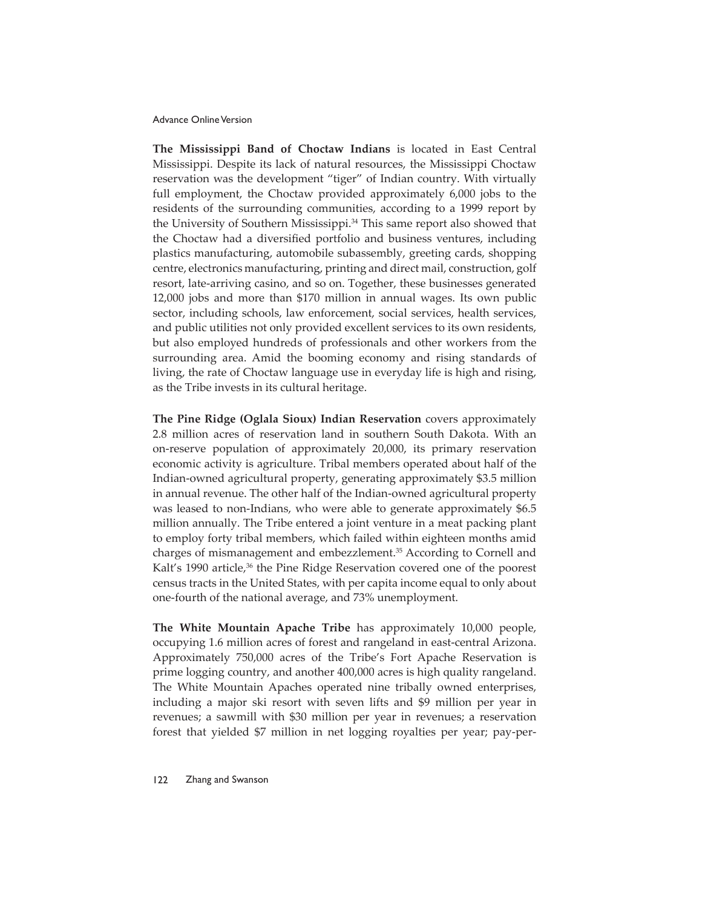**The Mississippi Band of Choctaw Indians** is located in East Central Mississippi. Despite its lack of natural resources, the Mississippi Choctaw reservation was the development "tiger" of Indian country. With virtually full employment, the Choctaw provided approximately 6,000 jobs to the residents of the surrounding communities, according to a 1999 report by the University of Southern Mississippi.[34] This same report also showed that the Choctaw had a diversified portfolio and business ventures, including plastics manufacturing, automobile subassembly, greeting cards, shopping centre, electronics manufacturing, printing and direct mail, construction, golf resort, late-arriving casino, and so on. Together, these businesses generated 12,000 jobs and more than $170 million in annual wages. Its own public sector, including schools, law enforcement, social services, health services, and public utilities not only provided excellent services to its own residents, but also employed hundreds of professionals and other workers from the surrounding area. Amid the booming economy and rising standards of living, the rate of Choctaw language use in everyday life is high and rising, as the Tribe invests in its cultural heritage.

**The Pine Ridge (Oglala Sioux) Indian Reservation** covers approximately 2.8 million acres of reservation land in southern South Dakota. With an on-reserve population of approximately 20,000, its primary reservation economic activity is agriculture. Tribal members operated about half of the Indian-owned agricultural property, generating approximately $3.5 million in annual revenue. The other half of the Indian-owned agricultural property was leased to non-Indians, who were able to generate approximately $6.5 million annually. The Tribe entered a joint venture in a meat packing plant to employ forty tribal members, which failed within eighteen months amid charges of mismanagement and embezzlement.[35] According to Cornell and Kalt's 1990 article,[36] the Pine Ridge Reservation covered one of the poorest census tracts in the United States, with per capita income equal to only about one-fourth of the national average, and 73% unemployment.

**The White Mountain Apache Tribe** has approximately 10,000 people, occupying 1.6 million acres of forest and rangeland in east-central Arizona. Approximately 750,000 acres of the Tribe's Fort Apache Reservation is prime logging country, and another 400,000 acres is high quality rangeland. The White Mountain Apaches operated nine tribally owned enterprises, including a major ski resort with seven lifts and $9 million per year in revenues; a sawmill with $30 million per year in revenues; a reservation forest that yielded $7 million in net logging royalties per year; pay-per-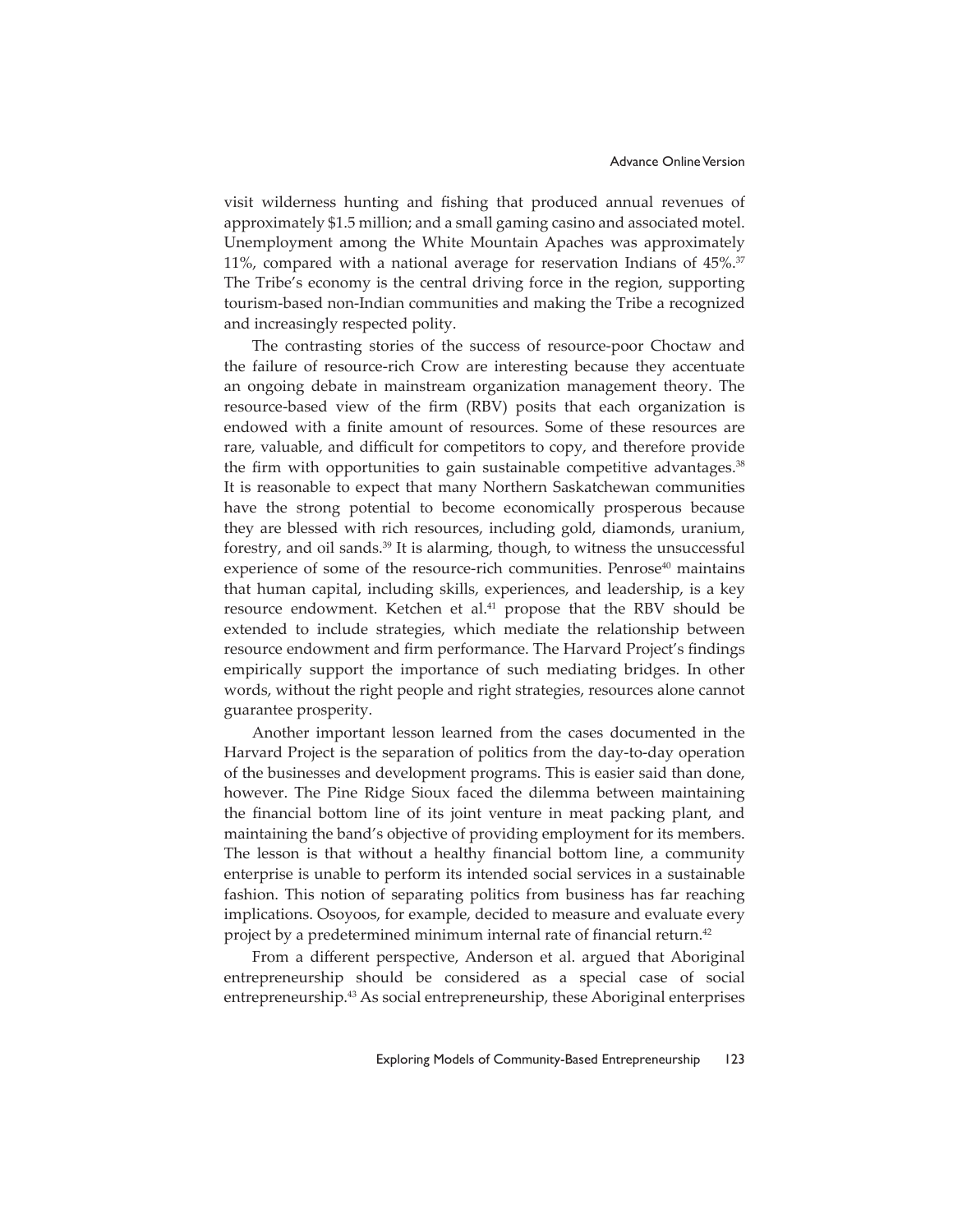visit wilderness hunting and fishing that produced annual revenues of approximately $1.5 million; and a small gaming casino and associated motel. Unemployment among the White Mountain Apaches was approximately 11%, compared with a national average for reservation Indians of 45%.[37] The Tribe's economy is the central driving force in the region, supporting tourism-based non-Indian communities and making the Tribe a recognized and increasingly respected polity.

The contrasting stories of the success of resource-poor Choctaw and the failure of resource-rich Crow are interesting because they accentuate an ongoing debate in mainstream organization management theory. The resource-based view of the firm (RBV) posits that each organization is endowed with a finite amount of resources. Some of these resources are rare, valuable, and difficult for competitors to copy, and therefore provide the firm with opportunities to gain sustainable competitive advantages.[38] It is reasonable to expect that many Northern Saskatchewan communities have the strong potential to become economically prosperous because they are blessed with rich resources, including gold, diamonds, uranium, forestry, and oil sands.[39] It is alarming, though, to witness the unsuccessful experience of some of the resource-rich communities. Penrose[40] maintains that human capital, including skills, experiences, and leadership, is a key resource endowment. Ketchen et al.[41] propose that the RBV should be extended to include strategies, which mediate the relationship between resource endowment and firm performance. The Harvard Project's findings empirically support the importance of such mediating bridges. In other words, without the right people and right strategies, resources alone cannot guarantee prosperity.

Another important lesson learned from the cases documented in the Harvard Project is the separation of politics from the day-to-day operation of the businesses and development programs. This is easier said than done, however. The Pine Ridge Sioux faced the dilemma between maintaining the financial bottom line of its joint venture in meat packing plant, and maintaining the band's objective of providing employment for its members. The lesson is that without a healthy financial bottom line, a community enterprise is unable to perform its intended social services in a sustainable fashion. This notion of separating politics from business has far reaching implications. Osoyoos, for example, decided to measure and evaluate every project by a predetermined minimum internal rate of financial return.[42]

From a different perspective, Anderson et al. argued that Aboriginal entrepreneurship should be considered as a special case of social entrepreneurship.[43] As social entrepreneurship, these Aboriginal enterprises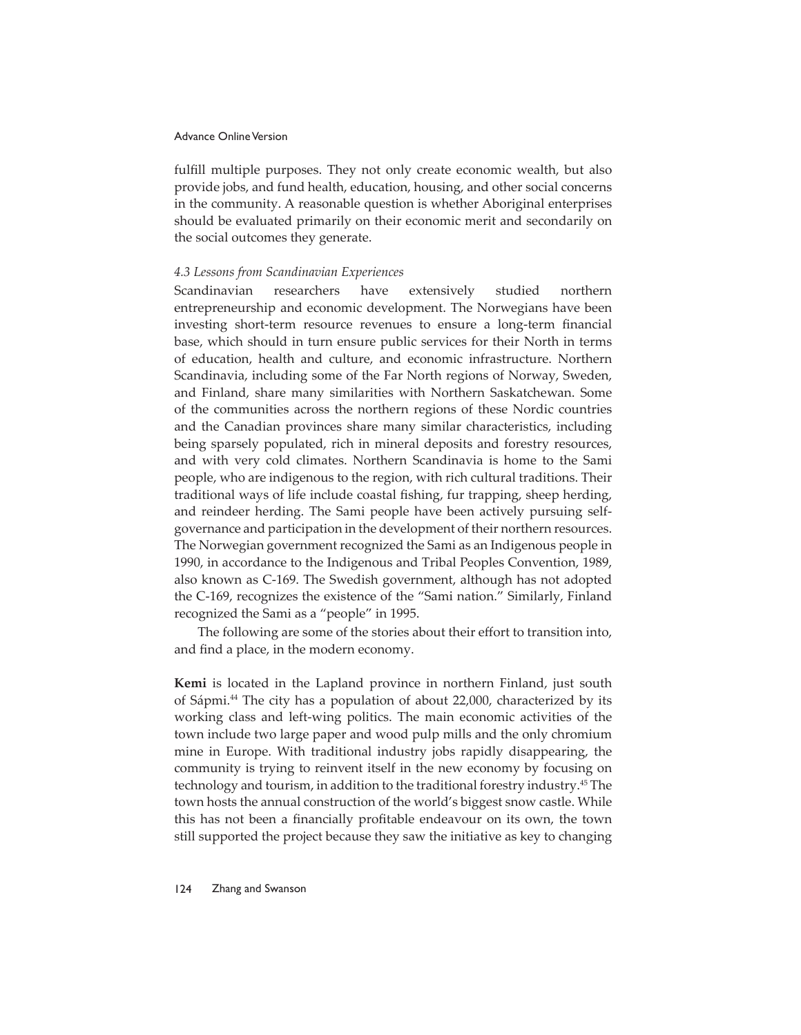fulfill multiple purposes. They not only create economic wealth, but also provide jobs, and fund health, education, housing, and other social concerns in the community. A reasonable question is whether Aboriginal enterprises should be evaluated primarily on their economic merit and secondarily on the social outcomes they generate.

### *4.3 Lessons from Scandinavian Experiences*

Scandinavian researchers have extensively studied northern entrepreneurship and economic development. The Norwegians have been investing short-term resource revenues to ensure a long-term financial base, which should in turn ensure public services for their North in terms of education, health and culture, and economic infrastructure. Northern Scandinavia, including some of the Far North regions of Norway, Sweden, and Finland, share many similarities with Northern Saskatchewan. Some of the communities across the northern regions of these Nordic countries and the Canadian provinces share many similar characteristics, including being sparsely populated, rich in mineral deposits and forestry resources, and with very cold climates. Northern Scandinavia is home to the Sami people, who are indigenous to the region, with rich cultural traditions. Their traditional ways of life include coastal fishing, fur trapping, sheep herding, and reindeer herding. The Sami people have been actively pursuing self-governance and participation in the development of their northern resources. The Norwegian government recognized the Sami as an Indigenous people in 1990, in accordance to the Indigenous and Tribal Peoples Convention, 1989, also known as C-169. The Swedish government, although has not adopted the C-169, recognizes the existence of the "Sami nation." Similarly, Finland recognized the Sami as a "people" in 1995.

The following are some of the stories about their effort to transition into, and find a place, in the modern economy.

**Kemi** is located in the Lapland province in northern Finland, just south of Sápmi.[44] The city has a population of about 22,000, characterized by its working class and left-wing politics. The main economic activities of the town include two large paper and wood pulp mills and the only chromium mine in Europe. With traditional industry jobs rapidly disappearing, the community is trying to reinvent itself in the new economy by focusing on technology and tourism, in addition to the traditional forestry industry.[45] The town hosts the annual construction of the world's biggest snow castle. While this has not been a financially profitable endeavour on its own, the town still supported the project because they saw the initiative as key to changing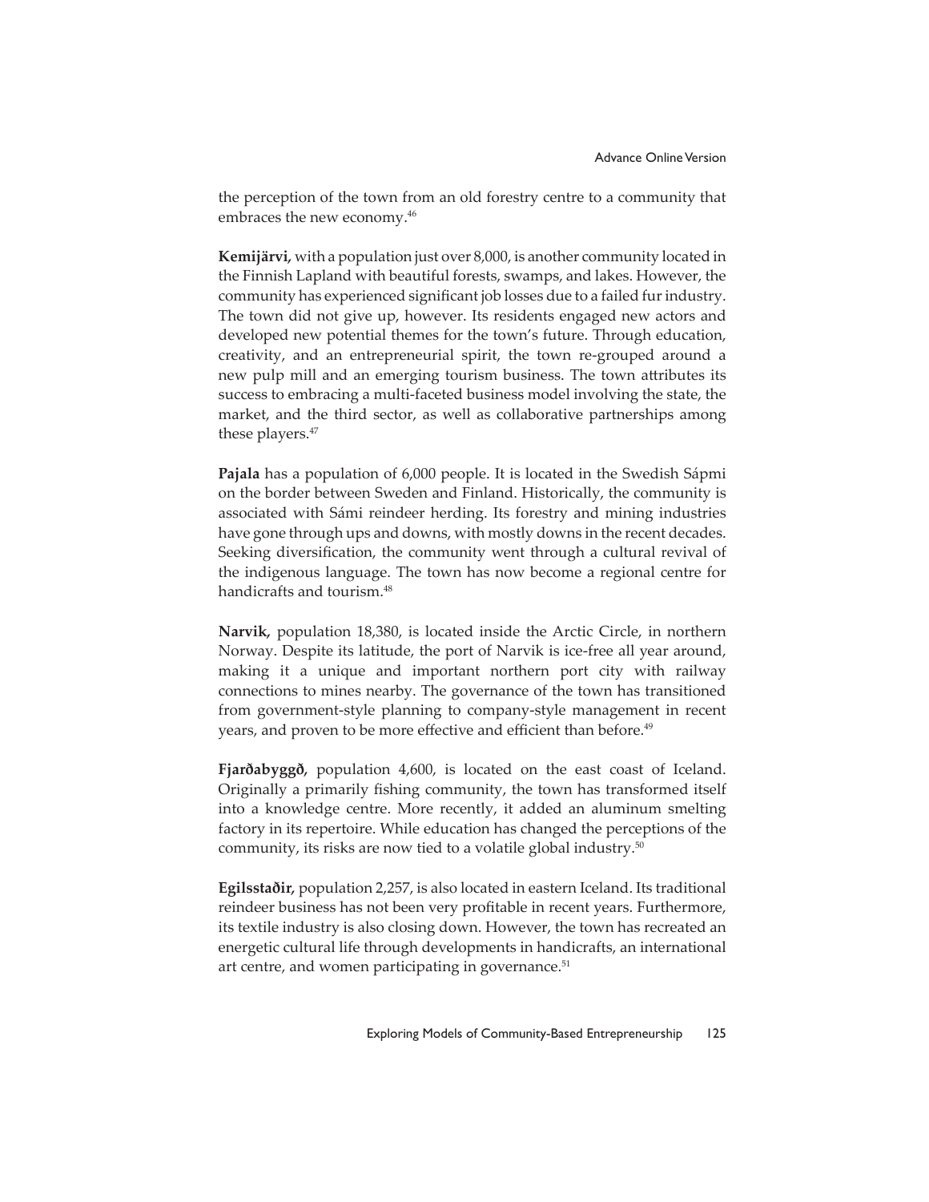the perception of the town from an old forestry centre to a community that embraces the new economy.[46]

**Kemijärvi,** with a population just over 8,000, is another community located in the Finnish Lapland with beautiful forests, swamps, and lakes. However, the community has experienced significant job losses due to a failed fur industry. The town did not give up, however. Its residents engaged new actors and developed new potential themes for the town's future. Through education, creativity, and an entrepreneurial spirit, the town re-grouped around a new pulp mill and an emerging tourism business. The town attributes its success to embracing a multi-faceted business model involving the state, the market, and the third sector, as well as collaborative partnerships among these players.[47]

**Pajala** has a population of 6,000 people. It is located in the Swedish Sápmi on the border between Sweden and Finland. Historically, the community is associated with Sámi reindeer herding. Its forestry and mining industries have gone through ups and downs, with mostly downs in the recent decades. Seeking diversification, the community went through a cultural revival of the indigenous language. The town has now become a regional centre for handicrafts and tourism.[48]

**Narvik,** population 18,380, is located inside the Arctic Circle, in northern Norway. Despite its latitude, the port of Narvik is ice-free all year around, making it a unique and important northern port city with railway connections to mines nearby. The governance of the town has transitioned from government-style planning to company-style management in recent years, and proven to be more effective and efficient than before.[49]

**Fjarðabyggð,** population 4,600, is located on the east coast of Iceland. Originally a primarily fishing community, the town has transformed itself into a knowledge centre. More recently, it added an aluminum smelting factory in its repertoire. While education has changed the perceptions of the community, its risks are now tied to a volatile global industry.[50]

**Egilsstaðir,** population 2,257, is also located in eastern Iceland. Its traditional reindeer business has not been very profitable in recent years. Furthermore, its textile industry is also closing down. However, the town has recreated an energetic cultural life through developments in handicrafts, an international art centre, and women participating in governance.[51]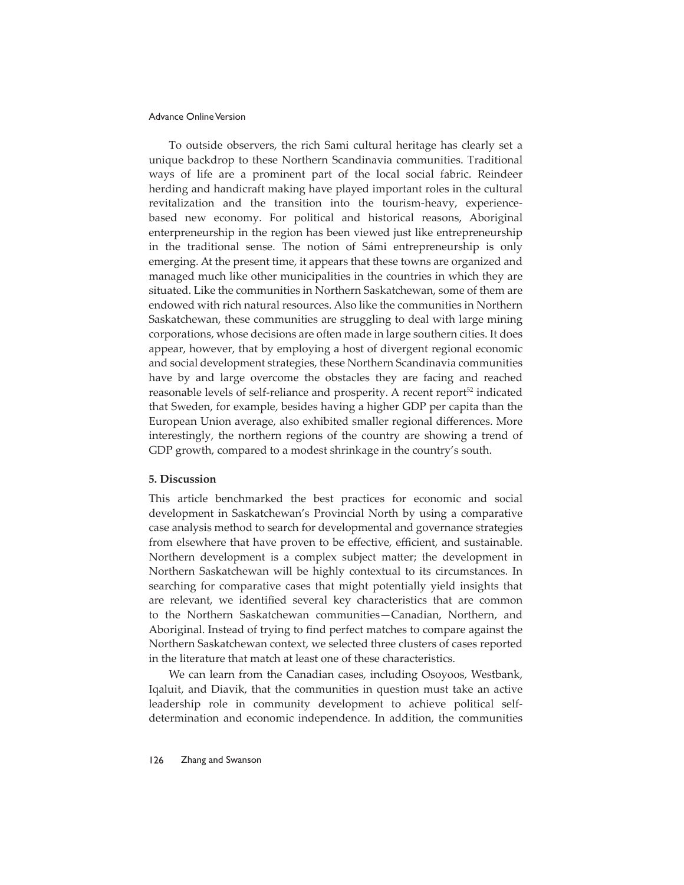To outside observers, the rich Sami cultural heritage has clearly set a unique backdrop to these Northern Scandinavia communities. Traditional ways of life are a prominent part of the local social fabric. Reindeer herding and handicraft making have played important roles in the cultural revitalization and the transition into the tourism-heavy, experience-based new economy. For political and historical reasons, Aboriginal enterpreneurship in the region has been viewed just like entrepreneurship in the traditional sense. The notion of Sámi entrepreneurship is only emerging. At the present time, it appears that these towns are organized and managed much like other municipalities in the countries in which they are situated. Like the communities in Northern Saskatchewan, some of them are endowed with rich natural resources. Also like the communities in Northern Saskatchewan, these communities are struggling to deal with large mining corporations, whose decisions are often made in large southern cities. It does appear, however, that by employing a host of divergent regional economic and social development strategies, these Northern Scandinavia communities have by and large overcome the obstacles they are facing and reached reasonable levels of self-reliance and prosperity. A recent report[52] indicated that Sweden, for example, besides having a higher GDP per capita than the European Union average, also exhibited smaller regional differences. More interestingly, the northern regions of the country are showing a trend of GDP growth, compared to a modest shrinkage in the country's south.

## 5. Discussion

This article benchmarked the best practices for economic and social development in Saskatchewan's Provincial North by using a comparative case analysis method to search for developmental and governance strategies from elsewhere that have proven to be effective, efficient, and sustainable. Northern development is a complex subject matter; the development in Northern Saskatchewan will be highly contextual to its circumstances. In searching for comparative cases that might potentially yield insights that are relevant, we identified several key characteristics that are common to the Northern Saskatchewan communities—Canadian, Northern, and Aboriginal. Instead of trying to find perfect matches to compare against the Northern Saskatchewan context, we selected three clusters of cases reported in the literature that match at least one of these characteristics.

We can learn from the Canadian cases, including Osoyoos, Westbank, Iqaluit, and Diavik, that the communities in question must take an active leadership role in community development to achieve political self-determination and economic independence. In addition, the communities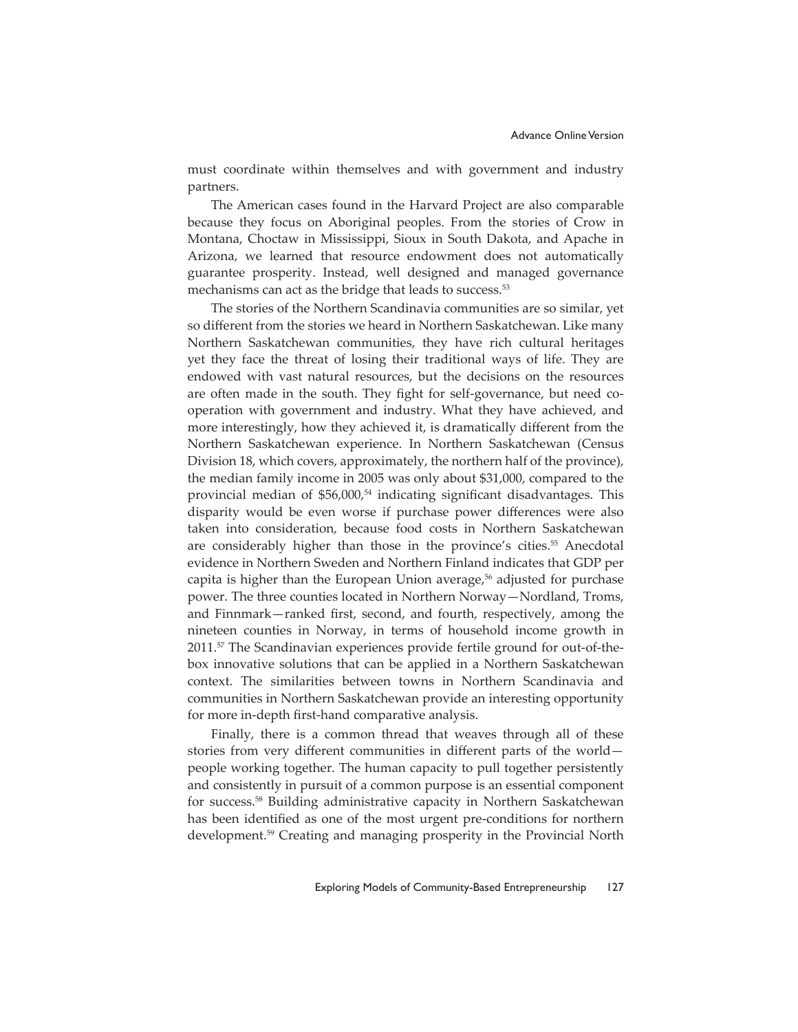must coordinate within themselves and with government and industry partners.

The American cases found in the Harvard Project are also comparable because they focus on Aboriginal peoples. From the stories of Crow in Montana, Choctaw in Mississippi, Sioux in South Dakota, and Apache in Arizona, we learned that resource endowment does not automatically guarantee prosperity. Instead, well designed and managed governance mechanisms can act as the bridge that leads to success.[53]

The stories of the Northern Scandinavia communities are so similar, yet so different from the stories we heard in Northern Saskatchewan. Like many Northern Saskatchewan communities, they have rich cultural heritages yet they face the threat of losing their traditional ways of life. They are endowed with vast natural resources, but the decisions on the resources are often made in the south. They fight for self-governance, but need co-operation with government and industry. What they have achieved, and more interestingly, how they achieved it, is dramatically different from the Northern Saskatchewan experience. In Northern Saskatchewan (Census Division 18, which covers, approximately, the northern half of the province), the median family income in 2005 was only about $31,000, compared to the provincial median of $56,000,[54] indicating significant disadvantages. This disparity would be even worse if purchase power differences were also taken into consideration, because food costs in Northern Saskatchewan are considerably higher than those in the province's cities.[55] Anecdotal evidence in Northern Sweden and Northern Finland indicates that GDP per capita is higher than the European Union average,[56] adjusted for purchase power. The three counties located in Northern Norway—Nordland, Troms, and Finnmark—ranked first, second, and fourth, respectively, among the nineteen counties in Norway, in terms of household income growth in 2011.[57] The Scandinavian experiences provide fertile ground for out-of-the-box innovative solutions that can be applied in a Northern Saskatchewan context. The similarities between towns in Northern Scandinavia and communities in Northern Saskatchewan provide an interesting opportunity for more in-depth first-hand comparative analysis.

Finally, there is a common thread that weaves through all of these stories from very different communities in different parts of the world—people working together. The human capacity to pull together persistently and consistently in pursuit of a common purpose is an essential component for success.[58] Building administrative capacity in Northern Saskatchewan has been identified as one of the most urgent pre-conditions for northern development.[59] Creating and managing prosperity in the Provincial North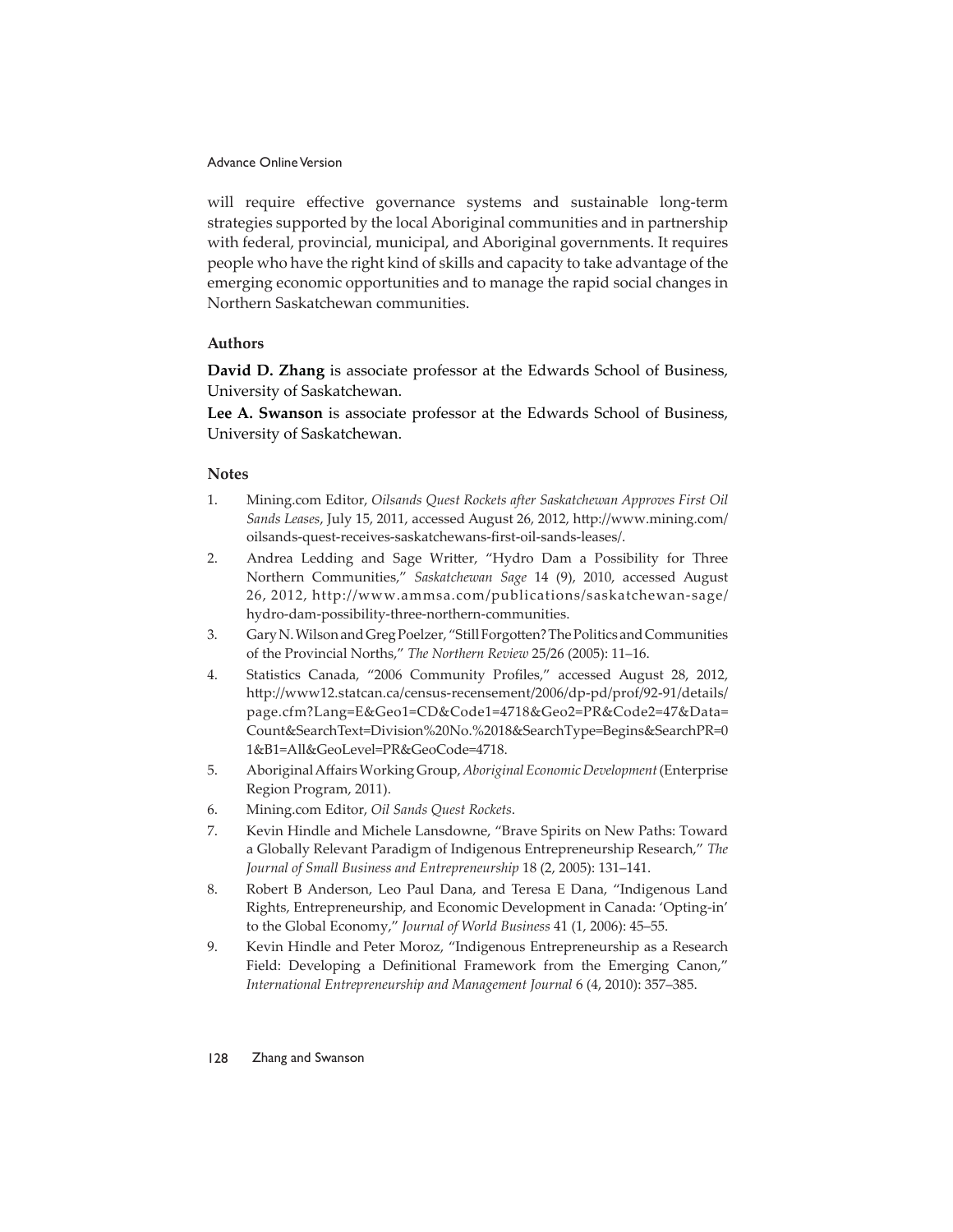will require effective governance systems and sustainable long-term strategies supported by the local Aboriginal communities and in partnership with federal, provincial, municipal, and Aboriginal governments. It requires people who have the right kind of skills and capacity to take advantage of the emerging economic opportunities and to manage the rapid social changes in Northern Saskatchewan communities.

### Authors

**David D. Zhang** is associate professor at the Edwards School of Business, University of Saskatchewan.

**Lee A. Swanson** is associate professor at the Edwards School of Business, University of Saskatchewan.

### Notes

1. Mining.com Editor, *Oilsands Quest Rockets after Saskatchewan Approves First Oil Sands Leases*, July 15, 2011, accessed August 26, 2012, http://www.mining.com/oilsands-quest-receives-saskatchewans-first-oil-sands-leases/.
2. Andrea Ledding and Sage Writter, "Hydro Dam a Possibility for Three Northern Communities," *Saskatchewan Sage* 14 (9), 2010, accessed August 26, 2012, http://www.ammsa.com/publications/saskatchewan-sage/hydro-dam-possibility-three-northern-communities.
3. Gary N. Wilson and Greg Poelzer, "Still Forgotten? The Politics and Communities of the Provincial Norths," *The Northern Review* 25/26 (2005): 11–16.
4. Statistics Canada, "2006 Community Profiles," accessed August 28, 2012, http://www12.statcan.ca/census-recensement/2006/dp-pd/prof/92-91/details/page.cfm?Lang=E&Geo1=CD&Code1=4718&Geo2=PR&Code2=47&Data=Count&SearchText=Division%20No.%2018&SearchType=Begins&SearchPR=01&B1=All&GeoLevel=PR&GeoCode=4718.
5. Aboriginal Affairs Working Group, *Aboriginal Economic Development* (Enterprise Region Program, 2011).
6. Mining.com Editor, *Oil Sands Quest Rockets*.
7. Kevin Hindle and Michele Lansdowne, "Brave Spirits on New Paths: Toward a Globally Relevant Paradigm of Indigenous Entrepreneurship Research," *The Journal of Small Business and Entrepreneurship* 18 (2, 2005): 131–141.
8. Robert B Anderson, Leo Paul Dana, and Teresa E Dana, "Indigenous Land Rights, Entrepreneurship, and Economic Development in Canada: 'Opting-in' to the Global Economy," *Journal of World Business* 41 (1, 2006): 45–55.
9. Kevin Hindle and Peter Moroz, "Indigenous Entrepreneurship as a Research Field: Developing a Definitional Framework from the Emerging Canon," *International Entrepreneurship and Management Journal* 6 (4, 2010): 357–385.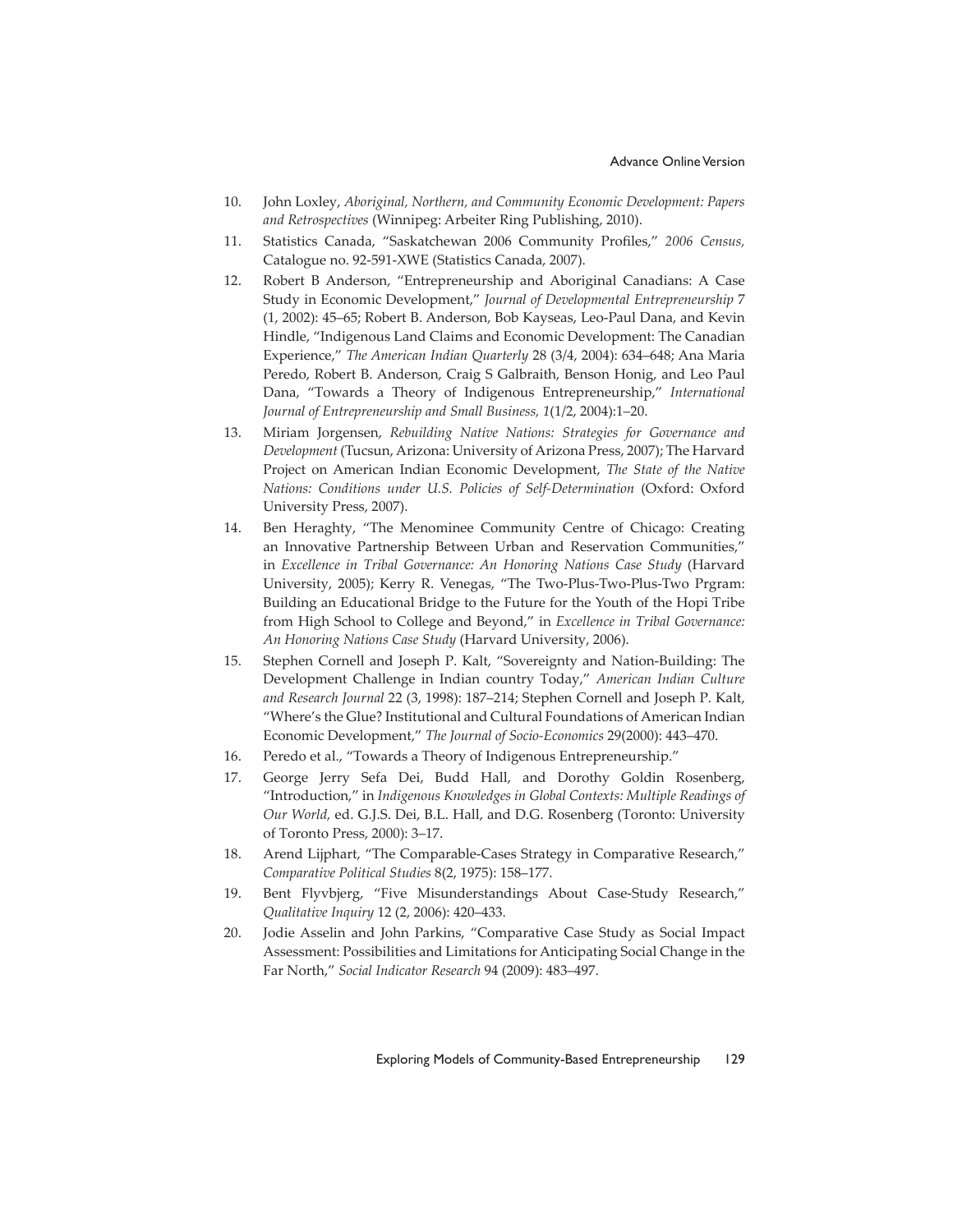10. John Loxley, *Aboriginal, Northern, and Community Economic Development: Papers and Retrospectives* (Winnipeg: Arbeiter Ring Publishing, 2010).
11. Statistics Canada, "Saskatchewan 2006 Community Profiles," *2006 Census,* Catalogue no. 92-591-XWE (Statistics Canada, 2007).
12. Robert B Anderson, "Entrepreneurship and Aboriginal Canadians: A Case Study in Economic Development," *Journal of Developmental Entrepreneurship* 7 (1, 2002): 45–65; Robert B. Anderson, Bob Kayseas, Leo-Paul Dana, and Kevin Hindle, "Indigenous Land Claims and Economic Development: The Canadian Experience," *The American Indian Quarterly* 28 (3/4, 2004): 634–648; Ana Maria Peredo, Robert B. Anderson, Craig S Galbraith, Benson Honig, and Leo Paul Dana, "Towards a Theory of Indigenous Entrepreneurship," *International Journal of Entrepreneurship and Small Business, 1*(1/2, 2004):1–20.
13. Miriam Jorgensen, *Rebuilding Native Nations: Strategies for Governance and Development* (Tucsun, Arizona: University of Arizona Press, 2007); The Harvard Project on American Indian Economic Development, *The State of the Native Nations: Conditions under U.S. Policies of Self-Determination* (Oxford: Oxford University Press, 2007).
14. Ben Heraghty, "The Menominee Community Centre of Chicago: Creating an Innovative Partnership Between Urban and Reservation Communities," in *Excellence in Tribal Governance: An Honoring Nations Case Study* (Harvard University, 2005); Kerry R. Venegas, "The Two-Plus-Two-Plus-Two Prgram: Building an Educational Bridge to the Future for the Youth of the Hopi Tribe from High School to College and Beyond," in *Excellence in Tribal Governance: An Honoring Nations Case Study* (Harvard University, 2006).
15. Stephen Cornell and Joseph P. Kalt, "Sovereignty and Nation-Building: The Development Challenge in Indian country Today," *American Indian Culture and Research Journal* 22 (3, 1998): 187–214; Stephen Cornell and Joseph P. Kalt, "Where's the Glue? Institutional and Cultural Foundations of American Indian Economic Development," *The Journal of Socio-Economics* 29(2000): 443–470.
16. Peredo et al., "Towards a Theory of Indigenous Entrepreneurship."
17. George Jerry Sefa Dei, Budd Hall, and Dorothy Goldin Rosenberg, "Introduction," in *Indigenous Knowledges in Global Contexts: Multiple Readings of Our World,* ed. G.J.S. Dei, B.L. Hall, and D.G. Rosenberg (Toronto: University of Toronto Press, 2000): 3–17.
18. Arend Lijphart, "The Comparable-Cases Strategy in Comparative Research," *Comparative Political Studies* 8(2, 1975): 158–177.
19. Bent Flyvbjerg, "Five Misunderstandings About Case-Study Research," *Qualitative Inquiry* 12 (2, 2006): 420–433.
20. Jodie Asselin and John Parkins, "Comparative Case Study as Social Impact Assessment: Possibilities and Limitations for Anticipating Social Change in the Far North," *Social Indicator Research* 94 (2009): 483–497.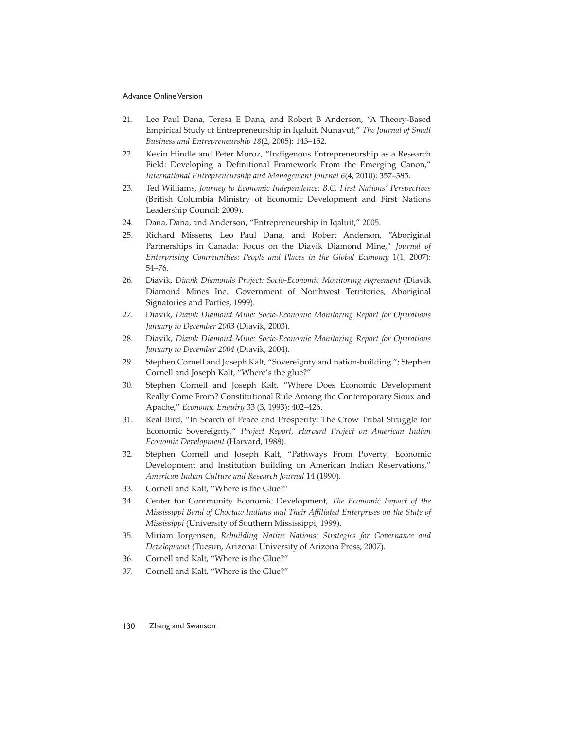21. Leo Paul Dana, Teresa E Dana, and Robert B Anderson, "A Theory-Based Empirical Study of Entrepreneurship in Iqaluit, Nunavut," *The Journal of Small Business and Entrepreneurship 18*(2, 2005): 143–152.
22. Kevin Hindle and Peter Moroz, "Indigenous Entrepreneurship as a Research Field: Developing a Definitional Framework From the Emerging Canon," *International Entrepreneurship and Management Journal 6*(4, 2010): 357–385.
23. Ted Williams, *Journey to Economic Independence: B.C. First Nations' Perspectives* (British Columbia Ministry of Economic Development and First Nations Leadership Council: 2009).
24. Dana, Dana, and Anderson, "Entrepreneurship in Iqaluit," 2005.
25. Richard Missens, Leo Paul Dana, and Robert Anderson, "Aboriginal Partnerships in Canada: Focus on the Diavik Diamond Mine," *Journal of Enterprising Communities: People and Places in the Global Economy* 1(1, 2007): 54–76.
26. Diavik, *Diavik Diamonds Project: Socio-Economic Monitoring Agreement* (Diavik Diamond Mines Inc., Government of Northwest Territories, Aboriginal Signatories and Parties, 1999).
27. Diavik, *Diavik Diamond Mine: Socio-Economic Monitoring Report for Operations January to December 2003* (Diavik, 2003).
28. Diavik, *Diavik Diamond Mine: Socio-Economic Monitoring Report for Operations January to December 2004* (Diavik, 2004).
29. Stephen Cornell and Joseph Kalt, "Sovereignty and nation-building."; Stephen Cornell and Joseph Kalt, "Where's the glue?"
30. Stephen Cornell and Joseph Kalt, "Where Does Economic Development Really Come From? Constitutional Rule Among the Contemporary Sioux and Apache," *Economic Enquiry* 33 (3, 1993): 402–426.
31. Real Bird, "In Search of Peace and Prosperity: The Crow Tribal Struggle for Economic Sovereignty," *Project Report, Harvard Project on American Indian Economic Development* (Harvard, 1988).
32. Stephen Cornell and Joseph Kalt, "Pathways From Poverty: Economic Development and Institution Building on American Indian Reservations," *American Indian Culture and Research Journal* 14 (1990).
33. Cornell and Kalt, "Where is the Glue?"
34. Center for Community Economic Development, *The Economic Impact of the Mississippi Band of Choctaw Indians and Their Affiliated Enterprises on the State of Mississippi* (University of Southern Mississippi, 1999).
35. Miriam Jorgensen, *Rebuilding Native Nations: Strategies for Governance and Development* (Tucsun, Arizona: University of Arizona Press, 2007).
36. Cornell and Kalt, "Where is the Glue?"
37. Cornell and Kalt, "Where is the Glue?"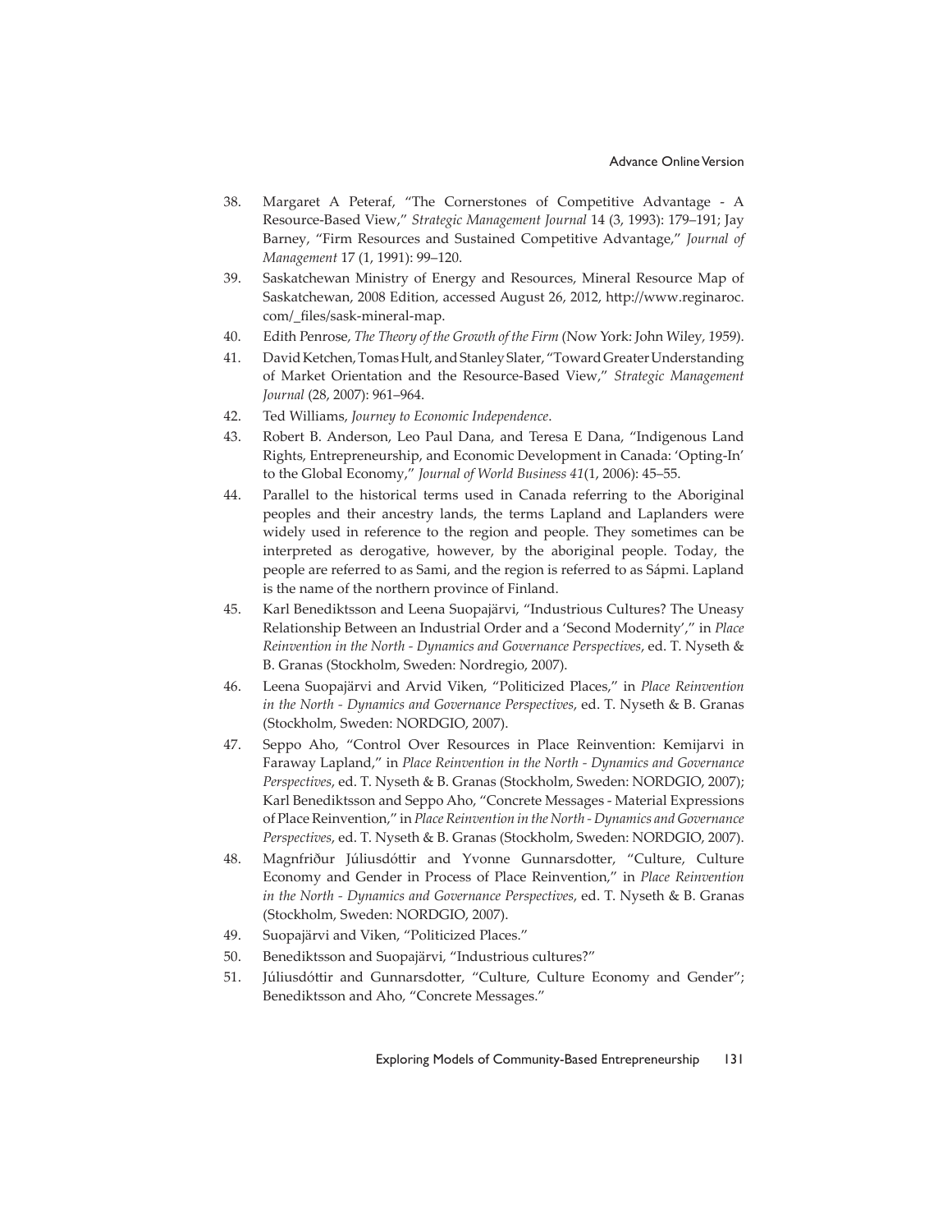38. Margaret A Peteraf, "The Cornerstones of Competitive Advantage - A Resource-Based View," *Strategic Management Journal* 14 (3, 1993): 179–191; Jay Barney, "Firm Resources and Sustained Competitive Advantage," *Journal of Management* 17 (1, 1991): 99–120.
39. Saskatchewan Ministry of Energy and Resources, Mineral Resource Map of Saskatchewan, 2008 Edition, accessed August 26, 2012, http://www.reginaroc.com/_files/sask-mineral-map.
40. Edith Penrose, *The Theory of the Growth of the Firm* (Now York: John Wiley, 1959).
41. David Ketchen, Tomas Hult, and Stanley Slater, "Toward Greater Understanding of Market Orientation and the Resource-Based View," *Strategic Management Journal* (28, 2007): 961–964.
42. Ted Williams, *Journey to Economic Independence*.
43. Robert B. Anderson, Leo Paul Dana, and Teresa E Dana, "Indigenous Land Rights, Entrepreneurship, and Economic Development in Canada: 'Opting-In' to the Global Economy," *Journal of World Business 41*(1, 2006): 45–55.
44. Parallel to the historical terms used in Canada referring to the Aboriginal peoples and their ancestry lands, the terms Lapland and Laplanders were widely used in reference to the region and people. They sometimes can be interpreted as derogative, however, by the aboriginal people. Today, the people are referred to as Sami, and the region is referred to as Sápmi. Lapland is the name of the northern province of Finland.
45. Karl Benediktsson and Leena Suopajärvi, "Industrious Cultures? The Uneasy Relationship Between an Industrial Order and a 'Second Modernity'," in *Place Reinvention in the North - Dynamics and Governance Perspectives*, ed. T. Nyseth & B. Granas (Stockholm, Sweden: Nordregio, 2007).
46. Leena Suopajärvi and Arvid Viken, "Politicized Places," in *Place Reinvention in the North - Dynamics and Governance Perspectives*, ed. T. Nyseth & B. Granas (Stockholm, Sweden: NORDGIO, 2007).
47. Seppo Aho, "Control Over Resources in Place Reinvention: Kemijarvi in Faraway Lapland," in *Place Reinvention in the North - Dynamics and Governance Perspectives*, ed. T. Nyseth & B. Granas (Stockholm, Sweden: NORDGIO, 2007); Karl Benediktsson and Seppo Aho, "Concrete Messages - Material Expressions of Place Reinvention," in *Place Reinvention in the North - Dynamics and Governance Perspectives*, ed. T. Nyseth & B. Granas (Stockholm, Sweden: NORDGIO, 2007).
48. Magnfriður Júliusdóttir and Yvonne Gunnarsdotter, "Culture, Culture Economy and Gender in Process of Place Reinvention," in *Place Reinvention in the North - Dynamics and Governance Perspectives*, ed. T. Nyseth & B. Granas (Stockholm, Sweden: NORDGIO, 2007).
49. Suopajärvi and Viken, "Politicized Places."
50. Benediktsson and Suopajärvi, "Industrious cultures?"
51. Júliusdóttir and Gunnarsdotter, "Culture, Culture Economy and Gender"; Benediktsson and Aho, "Concrete Messages."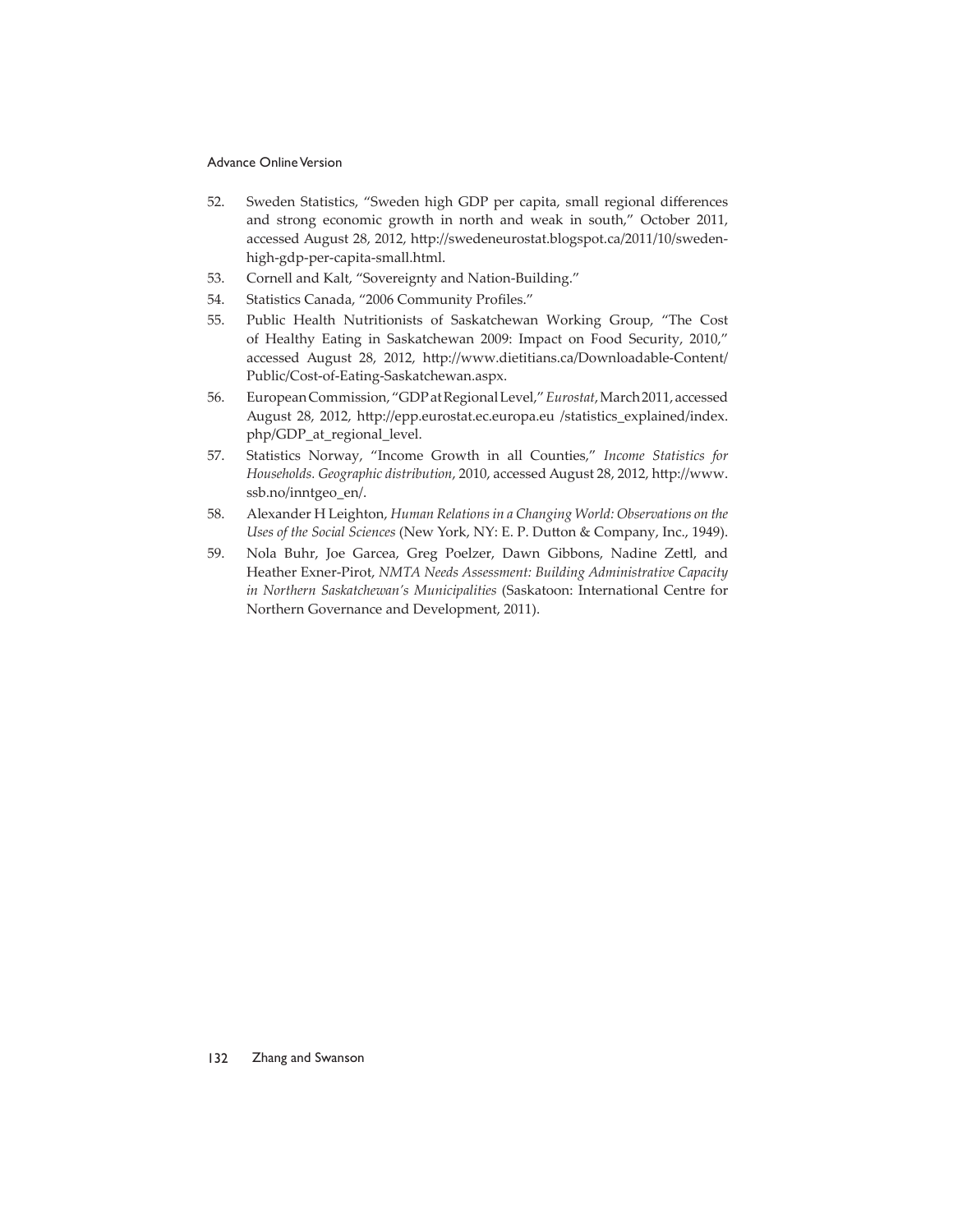52. Sweden Statistics, "Sweden high GDP per capita, small regional differences and strong economic growth in north and weak in south," October 2011, accessed August 28, 2012, http://swedeneurostat.blogspot.ca/2011/10/sweden-high-gdp-per-capita-small.html.
53. Cornell and Kalt, "Sovereignty and Nation-Building."
54. Statistics Canada, "2006 Community Profiles."
55. Public Health Nutritionists of Saskatchewan Working Group, "The Cost of Healthy Eating in Saskatchewan 2009: Impact on Food Security, 2010," accessed August 28, 2012, http://www.dietitians.ca/Downloadable-Content/Public/Cost-of-Eating-Saskatchewan.aspx.
56. European Commission, "GDP at Regional Level," *Eurostat*, March 2011, accessed August 28, 2012, http://epp.eurostat.ec.europa.eu /statistics_explained/index.php/GDP_at_regional_level.
57. Statistics Norway, "Income Growth in all Counties," *Income Statistics for Households. Geographic distribution*, 2010, accessed August 28, 2012, http://www.ssb.no/inntgeo_en/.
58. Alexander H Leighton, *Human Relations in a Changing World: Observations on the Uses of the Social Sciences* (New York, NY: E. P. Dutton & Company, Inc., 1949).
59. Nola Buhr, Joe Garcea, Greg Poelzer, Dawn Gibbons, Nadine Zettl, and Heather Exner-Pirot, *NMTA Needs Assessment: Building Administrative Capacity in Northern Saskatchewan's Municipalities* (Saskatoon: International Centre for Northern Governance and Development, 2011).